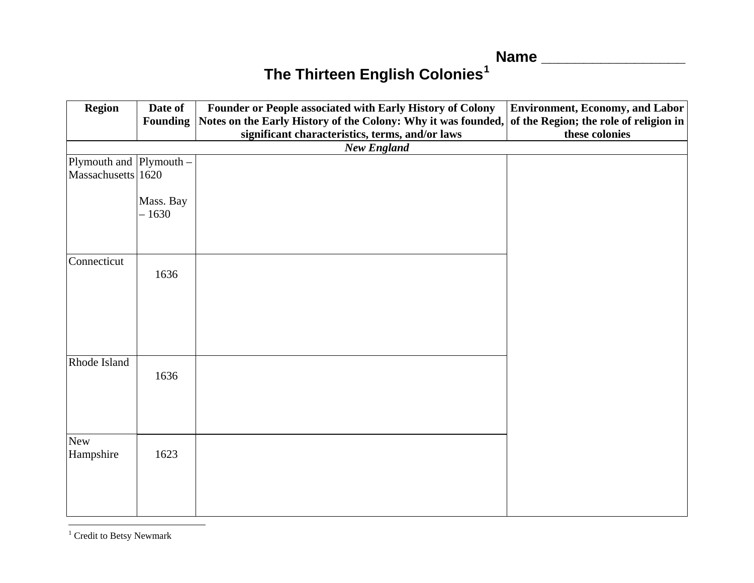Name ___________________

# The Thirteen English Colonies[1]

| Region | Date of Founding | Founder or People associated with Early History of Colony<br>Notes on the Early History of the Colony: Why it was founded, significant characteristics, terms, and/or laws | Environment, Economy, and Labor of the Region; the role of religion in these colonies |
|---|---|---|---|
| ***New England*** | | | |
| Plymouth and Massachusetts | Plymouth – 1620<br><br>Mass. Bay – 1630 | | |
| Connecticut | 1636 | | |
| Rhode Island | 1636 | | |
| New Hampshire | 1623 | | |

[1] Credit to Betsy Newmark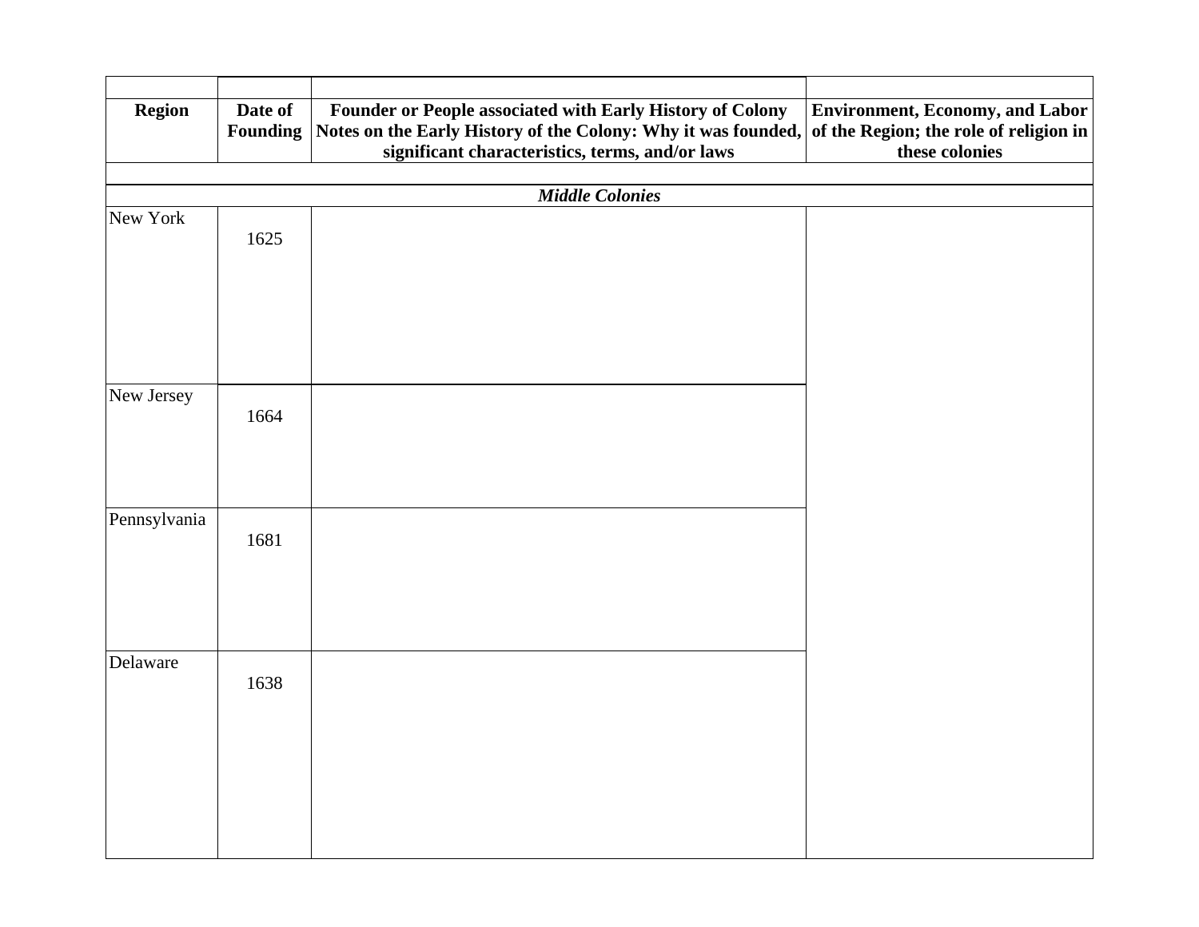| | | | |
|---|---|---|---|
| **Region** | **Date of Founding** | **Founder or People associated with Early History of Colony Notes on the Early History of the Colony: Why it was founded, significant characteristics, terms, and/or laws** | **Environment, Economy, and Labor of the Region; the role of religion in these colonies** |
| | | | |
| ***Middle Colonies*** | | | |
| New York | 1625 | | |
| New Jersey | 1664 | | |
| Pennsylvania | 1681 | | |
| Delaware | 1638 | | |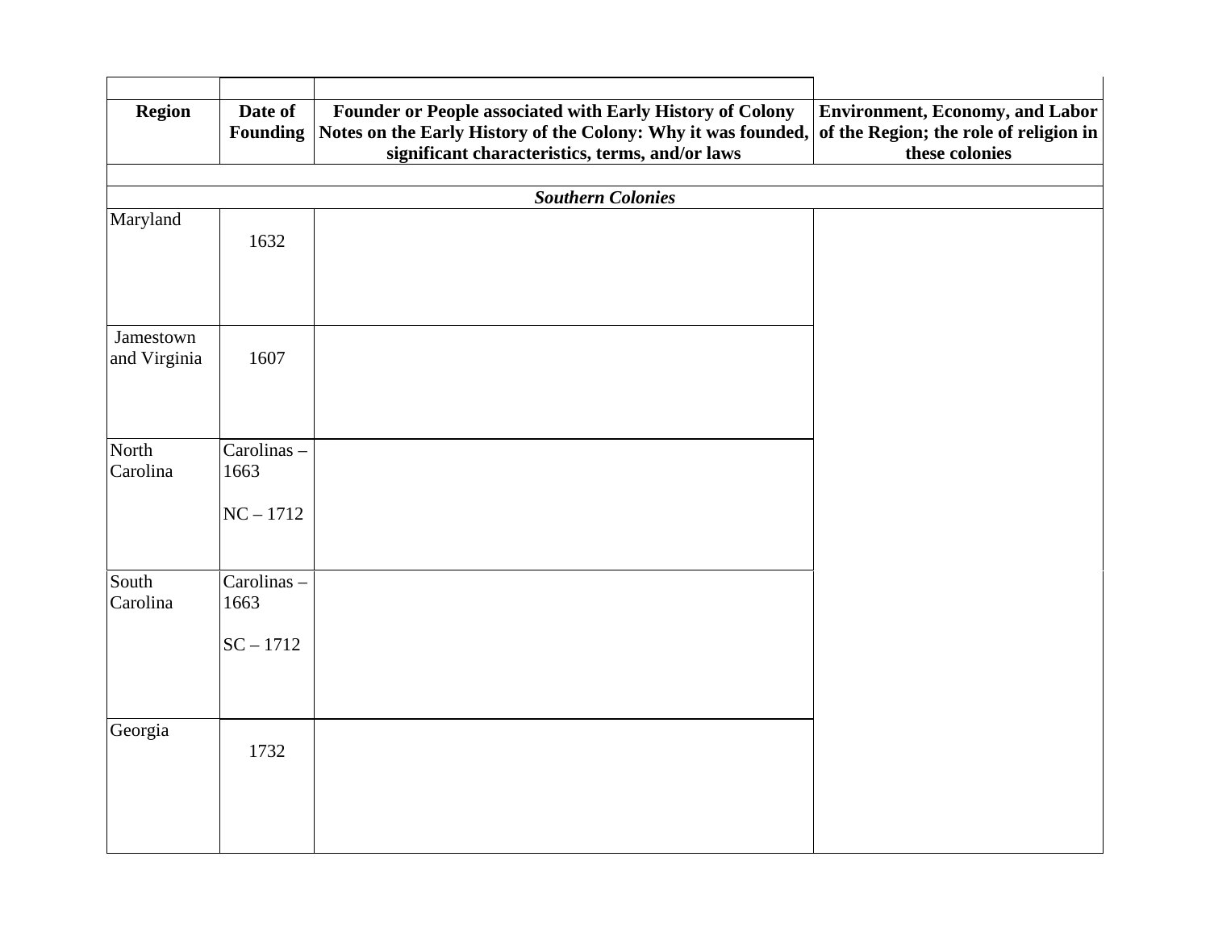| | | | |
|---|---|---|---|
| **Region** | **Date of Founding** | **Founder or People associated with Early History of Colony Notes on the Early History of the Colony: Why it was founded, significant characteristics, terms, and/or laws** | **Environment, Economy, and Labor of the Region; the role of religion in these colonies** |
| | | | |
| ***Southern Colonies*** | | | |
| Maryland | 1632 | | |
| Jamestown and Virginia | 1607 | | |
| North Carolina | Carolinas – 1663<br><br>NC – 1712 | | |
| South Carolina | Carolinas – 1663<br><br>SC – 1712 | | |
| Georgia | 1732 | | |